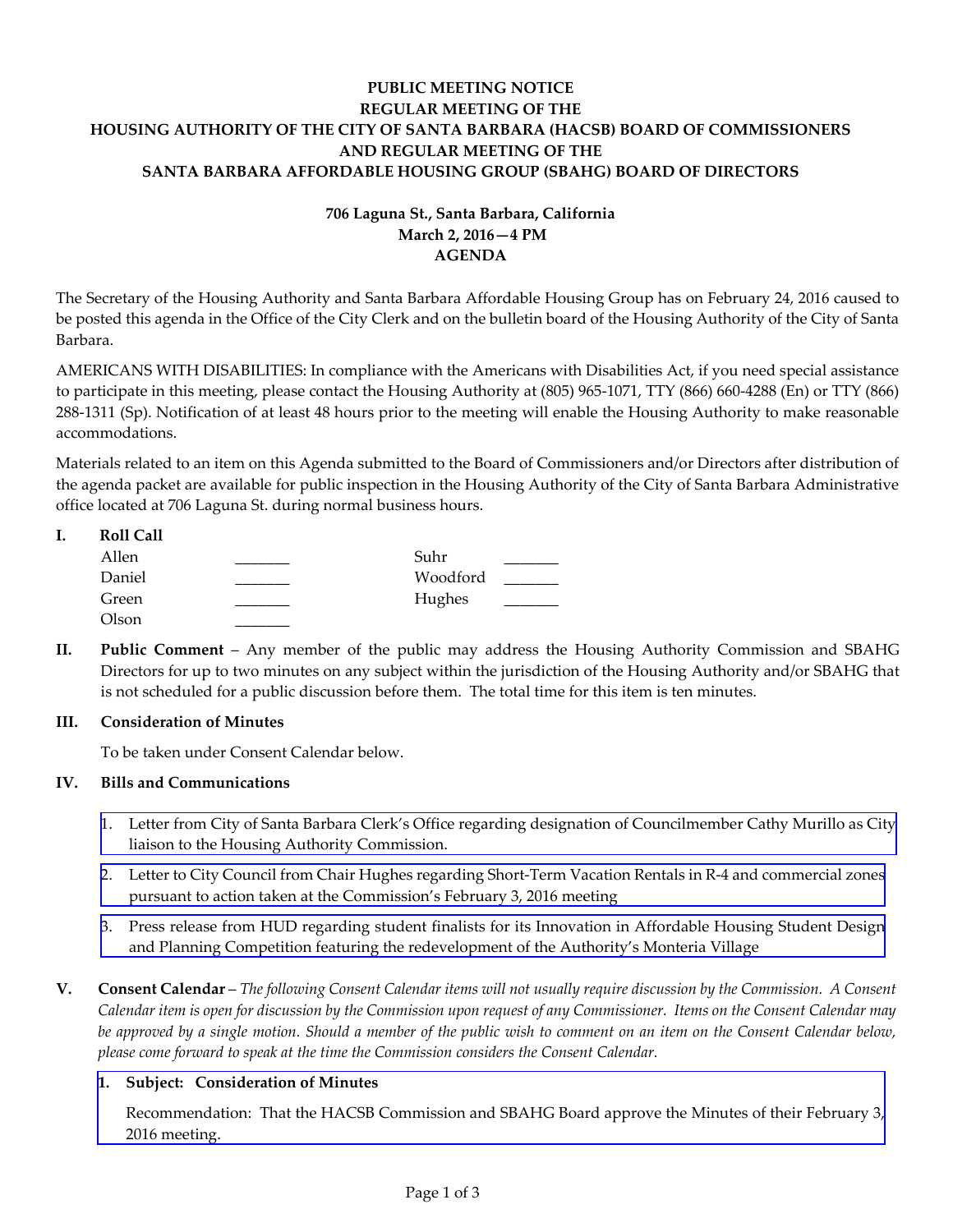**PUBLIC MEETING NOTICE**
**REGULAR MEETING OF THE**
**HOUSING AUTHORITY OF THE CITY OF SANTA BARBARA (HACSB) BOARD OF COMMISSIONERS**
**AND REGULAR MEETING OF THE**
**SANTA BARBARA AFFORDABLE HOUSING GROUP (SBAHG) BOARD OF DIRECTORS**

**706 Laguna St., Santa Barbara, California**
**March 2, 2016—4 PM**
**AGENDA**

The Secretary of the Housing Authority and Santa Barbara Affordable Housing Group has on February 24, 2016 caused to be posted this agenda in the Office of the City Clerk and on the bulletin board of the Housing Authority of the City of Santa Barbara.

AMERICANS WITH DISABILITIES: In compliance with the Americans with Disabilities Act, if you need special assistance to participate in this meeting, please contact the Housing Authority at (805) 965-1071, TTY (866) 660-4288 (En) or TTY (866) 288-1311 (Sp). Notification of at least 48 hours prior to the meeting will enable the Housing Authority to make reasonable accommodations.

Materials related to an item on this Agenda submitted to the Board of Commissioners and/or Directors after distribution of the agenda packet are available for public inspection in the Housing Authority of the City of Santa Barbara Administrative office located at 706 Laguna St. during normal business hours.

**I. Roll Call**

| | | | |
|---|---|---|---|
| Allen | _______ | Suhr | _______ |
| Daniel | _______ | Woodford | _______ |
| Green | _______ | Hughes | _______ |
| Olson | _______ | | |

**II. Public Comment** – Any member of the public may address the Housing Authority Commission and SBAHG Directors for up to two minutes on any subject within the jurisdiction of the Housing Authority and/or SBAHG that is not scheduled for a public discussion before them. The total time for this item is ten minutes.

**III. Consideration of Minutes**

To be taken under Consent Calendar below.

**IV. Bills and Communications**

1. Letter from City of Santa Barbara Clerk's Office regarding designation of Councilmember Cathy Murillo as City liaison to the Housing Authority Commission.
2. Letter to City Council from Chair Hughes regarding Short-Term Vacation Rentals in R-4 and commercial zones pursuant to action taken at the Commission's February 3, 2016 meeting
3. Press release from HUD regarding student finalists for its Innovation in Affordable Housing Student Design and Planning Competition featuring the redevelopment of the Authority's Monteria Village

**V. Consent Calendar** – *The following Consent Calendar items will not usually require discussion by the Commission. A Consent Calendar item is open for discussion by the Commission upon request of any Commissioner. Items on the Consent Calendar may be approved by a single motion. Should a member of the public wish to comment on an item on the Consent Calendar below, please come forward to speak at the time the Commission considers the Consent Calendar.*

**1. Subject: Consideration of Minutes**

Recommendation: That the HACSB Commission and SBAHG Board approve the Minutes of their February 3, 2016 meeting.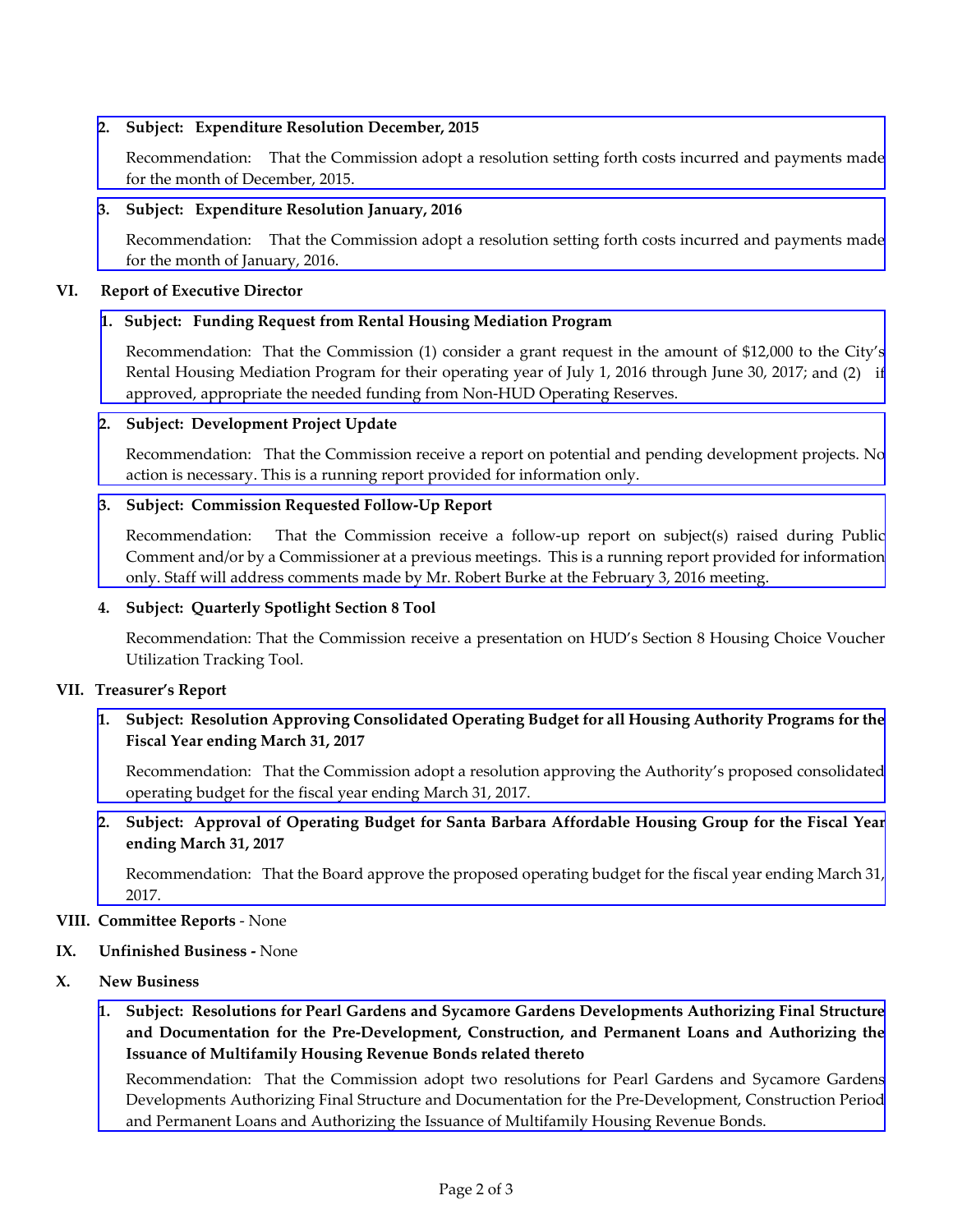2. **Subject: Expenditure Resolution December, 2015**

   Recommendation: That the Commission adopt a resolution setting forth costs incurred and payments made for the month of December, 2015.

3. **Subject: Expenditure Resolution January, 2016**

   Recommendation: That the Commission adopt a resolution setting forth costs incurred and payments made for the month of January, 2016.

## VI. Report of Executive Director

1. **Subject: Funding Request from Rental Housing Mediation Program**

   Recommendation: That the Commission (1) consider a grant request in the amount of $12,000 to the City's Rental Housing Mediation Program for their operating year of July 1, 2016 through June 30, 2017; and (2) if approved, appropriate the needed funding from Non-HUD Operating Reserves.

2. **Subject: Development Project Update**

   Recommendation: That the Commission receive a report on potential and pending development projects. No action is necessary. This is a running report provided for information only.

3. **Subject: Commission Requested Follow-Up Report**

   Recommendation: That the Commission receive a follow-up report on subject(s) raised during Public Comment and/or by a Commissioner at a previous meetings. This is a running report provided for information only. Staff will address comments made by Mr. Robert Burke at the February 3, 2016 meeting.

4. **Subject: Quarterly Spotlight Section 8 Tool**

   Recommendation: That the Commission receive a presentation on HUD's Section 8 Housing Choice Voucher Utilization Tracking Tool.

## VII. Treasurer's Report

1. **Subject: Resolution Approving Consolidated Operating Budget for all Housing Authority Programs for the Fiscal Year ending March 31, 2017**

   Recommendation: That the Commission adopt a resolution approving the Authority's proposed consolidated operating budget for the fiscal year ending March 31, 2017.

2. **Subject: Approval of Operating Budget for Santa Barbara Affordable Housing Group for the Fiscal Year ending March 31, 2017**

   Recommendation: That the Board approve the proposed operating budget for the fiscal year ending March 31, 2017.

## VIII. Committee Reports - None

## IX. Unfinished Business - None

## X. New Business

1. **Subject: Resolutions for Pearl Gardens and Sycamore Gardens Developments Authorizing Final Structure and Documentation for the Pre-Development, Construction, and Permanent Loans and Authorizing the Issuance of Multifamily Housing Revenue Bonds related thereto**

   Recommendation: That the Commission adopt two resolutions for Pearl Gardens and Sycamore Gardens Developments Authorizing Final Structure and Documentation for the Pre-Development, Construction Period and Permanent Loans and Authorizing the Issuance of Multifamily Housing Revenue Bonds.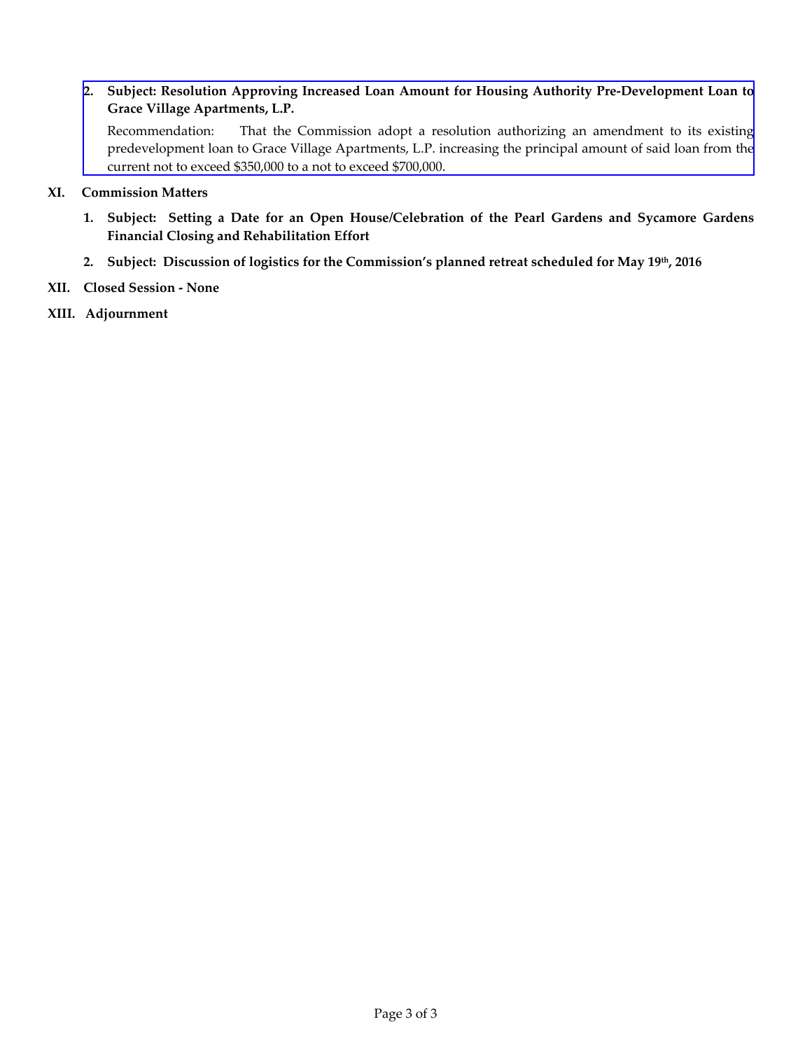2. **Subject: Resolution Approving Increased Loan Amount for Housing Authority Pre-Development Loan to Grace Village Apartments, L.P.**

   Recommendation: That the Commission adopt a resolution authorizing an amendment to its existing predevelopment loan to Grace Village Apartments, L.P. increasing the principal amount of said loan from the current not to exceed $350,000 to a not to exceed $700,000.

**XI. Commission Matters**

1. **Subject: Setting a Date for an Open House/Celebration of the Pearl Gardens and Sycamore Gardens Financial Closing and Rehabilitation Effort**
2. **Subject: Discussion of logistics for the Commission's planned retreat scheduled for May 19th, 2016**

**XII. Closed Session - None**

**XIII. Adjournment**